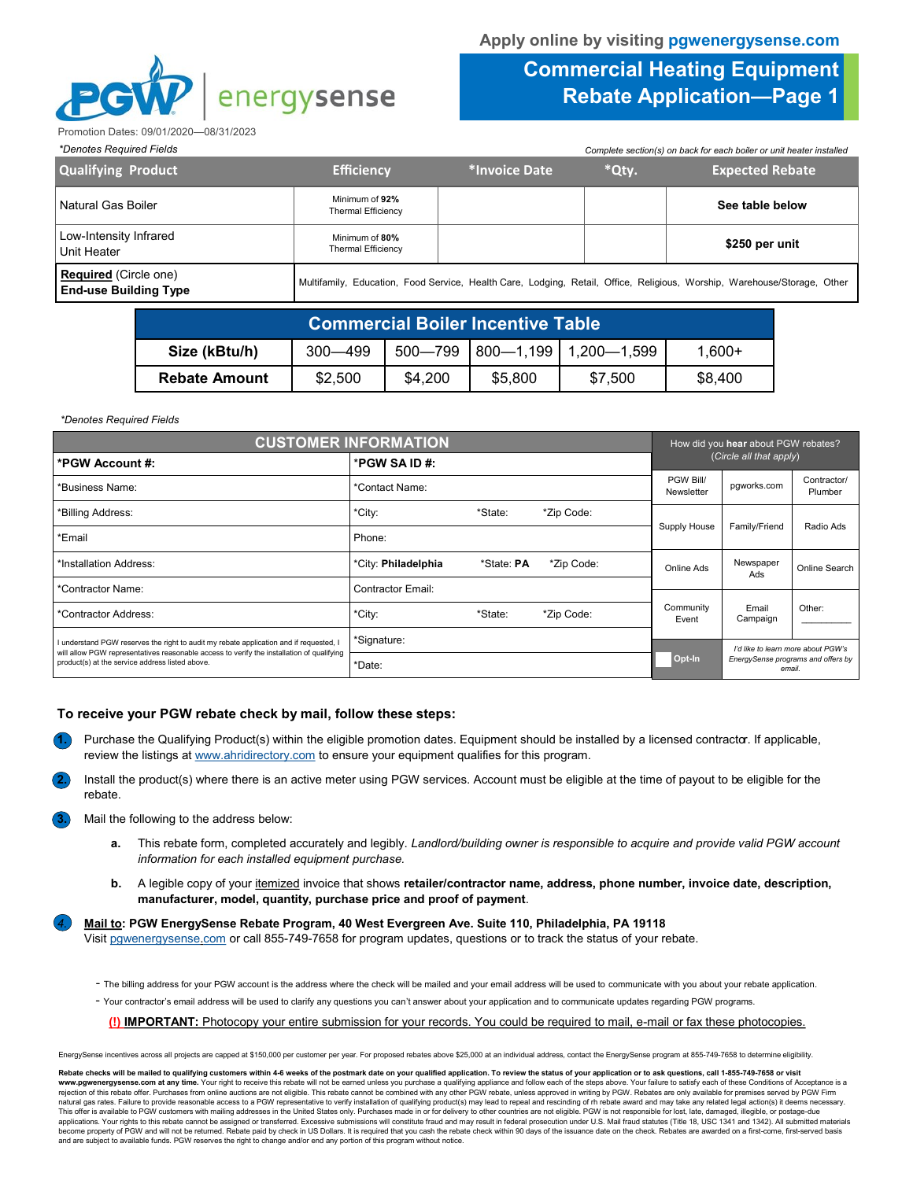Apply online by visiting **pgwenergysense.com**

# Commercial Heating Equipment Rebate Application—Page 1

PGW energysense

Promotion Dates: 09/01/2020—08/31/2023

*\*Denotes Required Fields*

*Complete section(s) on back for each boiler or unit heater installed*

| Qualifying Product | Efficiency | *Invoice Date | *Qty. | Expected Rebate |
|---|---|---|---|---|
| Natural Gas Boiler | Minimum of **92%** Thermal Efficiency | | | **See table below** |
| Low-Intensity Infrared Unit Heater | Minimum of **80%** Thermal Efficiency | | | **$250 per unit** |
| **Required** (Circle one) **End-use Building Type** | Multifamily, Education, Food Service, Health Care, Lodging, Retail, Office, Religious, Worship, Warehouse/Storage, Other | | | |

## Commercial Boiler Incentive Table

| Size (kBtu/h) | 300—499 | 500—799 | 800—1,199 | 1,200—1,599 | 1,600+ |
|---|---|---|---|---|---|
| **Rebate Amount** | $2,500 | $4,200 | $5,800 | $7,500 | $8,400 |

*\*Denotes Required Fields*

## CUSTOMER INFORMATION

| | | | |
|---|---|---|---|
| **\*PGW Account #:** | **\*PGW SA ID #:** | | |
| \*Business Name: | \*Contact Name: | | |
| \*Billing Address: | \*City: | \*State: | \*Zip Code: |
| \*Email | Phone: | | |
| \*Installation Address: | \*City: **Philadelphia** | \*State: **PA** | \*Zip Code: |
| \*Contractor Name: | Contractor Email: | | |
| \*Contractor Address: | \*City: | \*State: | \*Zip Code: |
| I understand PGW reserves the right to audit my rebate application and if requested, I will allow PGW representatives reasonable access to verify the installation of qualifying product(s) at the service address listed above. | \*Signature: | | |
| | \*Date: | | |

How did you **hear** about PGW rebates? (*Circle all that apply*)

| | | |
|---|---|---|
| PGW Bill/ Newsletter | pgworks.com | Contractor/ Plumber |
| Supply House | Family/Friend | Radio Ads |
| Online Ads | Newspaper Ads | Online Search |
| Community Event | Email Campaign | Other: ________ |
| Opt-In | *I'd like to learn more about PGW's EnergySense programs and offers by email.* | |

### To receive your PGW rebate check by mail, follow these steps:

1. Purchase the Qualifying Product(s) within the eligible promotion dates. Equipment should be installed by a licensed contractor. If applicable, review the listings at www.ahridirectory.com to ensure your equipment qualifies for this program.
2. Install the product(s) where there is an active meter using PGW services. Account must be eligible at the time of payout to be eligible for the rebate.
3. Mail the following to the address below:
   - **a.** This rebate form, completed accurately and legibly. *Landlord/building owner is responsible to acquire and provide valid PGW account information for each installed equipment purchase.*
   - **b.** A legible copy of your itemized invoice that shows **retailer/contractor name, address, phone number, invoice date, description, manufacturer, model, quantity, purchase price and proof of payment**.
4. **Mail to: PGW EnergySense Rebate Program, 40 West Evergreen Ave. Suite 110, Philadelphia, PA 19118**
   Visit pgwenergysense.com or call 855-749-7658 for program updates, questions or to track the status of your rebate.

- The billing address for your PGW account is the address where the check will be mailed and your email address will be used to communicate with you about your rebate application.
- Your contractor's email address will be used to clarify any questions you can't answer about your application and to communicate updates regarding PGW programs.

**(!) IMPORTANT:** Photocopy your entire submission for your records. You could be required to mail, e-mail or fax these photocopies.

EnergySense incentives across all projects are capped at $150,000 per customer per year. For proposed rebates above $25,000 at an individual address, contact the EnergySense program at 855-749-7658 to determine eligibility.

**Rebate checks will be mailed to qualifying customers within 4-6 weeks of the postmark date on your qualified application. To review the status of your application or to ask questions, call 1-855-749-7658 or visit www.pgwenergysense.com at any time.** Your right to receive this rebate will not be earned unless you purchase a qualifying appliance and follow each of the steps above. Your failure to satisfy each of these Conditions of Acceptance is a rejection of this rebate offer. Purchases from online auctions are not eligible. This rebate cannot be combined with any other PGW rebate, unless approved in writing by PGW. Rebates are only available for premises served by PGW Firm natural gas rates. Failure to provide reasonable access to a PGW representative to verify installation of qualifying product(s) may lead to repeal and rescinding of rh rebate award and may take any related legal action(s) it deems necessary. This offer is available to PGW customers with mailing addresses in the United States only. Purchases made in or for delivery to other countries are not eligible. PGW is not responsible for lost, late, damaged, illegible, or postage-due applications. Your rights to this rebate cannot be assigned or transferred. Excessive submissions will constitute fraud and may result in federal prosecution under U.S. Mail fraud statutes (Title 18, USC 1341 and 1342). All submitted materials become property of PGW and will not be returned. Rebate paid by check in US Dollars. It is required that you cash the rebate check within 90 days of the issuance date on the check. Rebates are awarded on a first-come, first-served basis and are subject to available funds. PGW reserves the right to change and/or end any portion of this program without notice.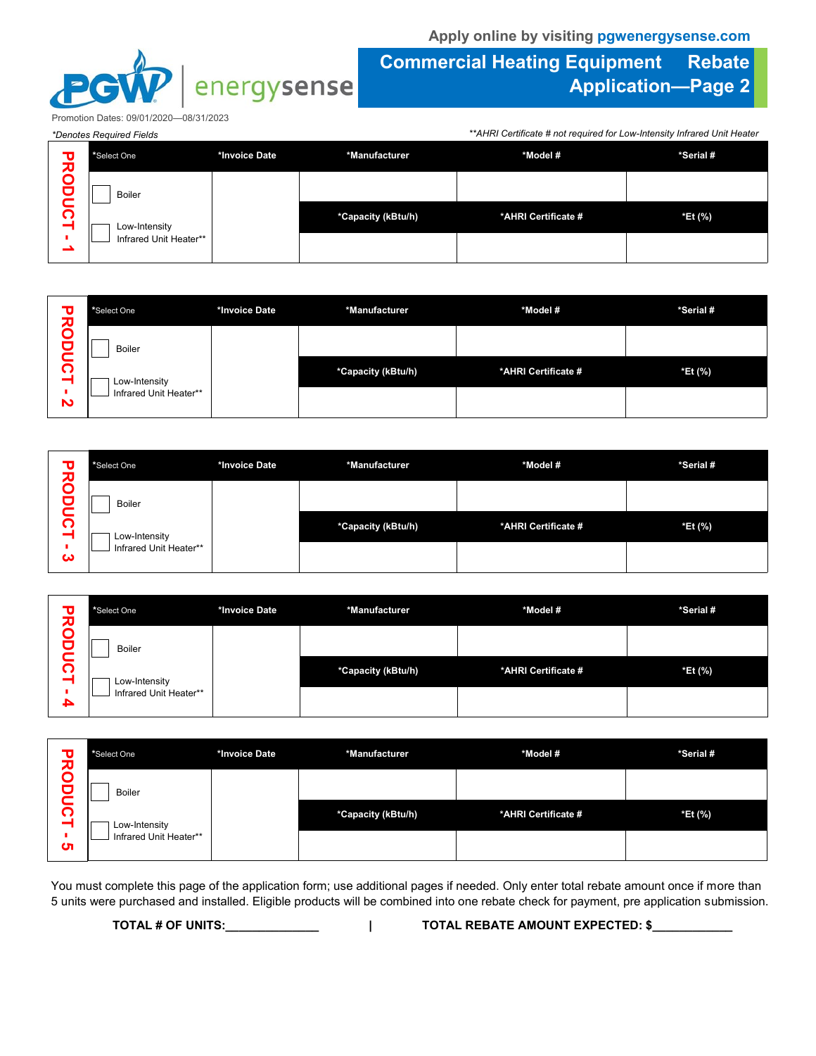Apply online by visiting pgwenergysense.com

# Commercial Heating Equipment Rebate Application—Page 2

Promotion Dates: 09/01/2020—08/31/2023

*\*Denotes Required Fields*

*\*\*AHRI Certificate # not required for Low-Intensity Infrared Unit Heater*

## PRODUCT - 1

| *Select One | *Invoice Date | *Manufacturer | *Model # | *Serial # |
|---|---|---|---|---|
| ☐ Boiler<br>☐ Low-Intensity Infrared Unit Heater** | | | | |
| | | *Capacity (kBtu/h) | *AHRI Certificate # | *Et (%) |
| | | | | |

## PRODUCT - 2

| *Select One | *Invoice Date | *Manufacturer | *Model # | *Serial # |
|---|---|---|---|---|
| ☐ Boiler<br>☐ Low-Intensity Infrared Unit Heater** | | | | |
| | | *Capacity (kBtu/h) | *AHRI Certificate # | *Et (%) |
| | | | | |

## PRODUCT - 3

| *Select One | *Invoice Date | *Manufacturer | *Model # | *Serial # |
|---|---|---|---|---|
| ☐ Boiler<br>☐ Low-Intensity Infrared Unit Heater** | | | | |
| | | *Capacity (kBtu/h) | *AHRI Certificate # | *Et (%) |
| | | | | |

## PRODUCT - 4

| *Select One | *Invoice Date | *Manufacturer | *Model # | *Serial # |
|---|---|---|---|---|
| ☐ Boiler<br>☐ Low-Intensity Infrared Unit Heater** | | | | |
| | | *Capacity (kBtu/h) | *AHRI Certificate # | *Et (%) |
| | | | | |

## PRODUCT - 5

| *Select One | *Invoice Date | *Manufacturer | *Model # | *Serial # |
|---|---|---|---|---|
| ☐ Boiler<br>☐ Low-Intensity Infrared Unit Heater** | | | | |
| | | *Capacity (kBtu/h) | *AHRI Certificate # | *Et (%) |
| | | | | |

You must complete this page of the application form; use additional pages if needed. Only enter total rebate amount once if more than 5 units were purchased and installed. Eligible products will be combined into one rebate check for payment, pre application submission.

**TOTAL # OF UNITS:______________** | **TOTAL REBATE AMOUNT EXPECTED: $____________**